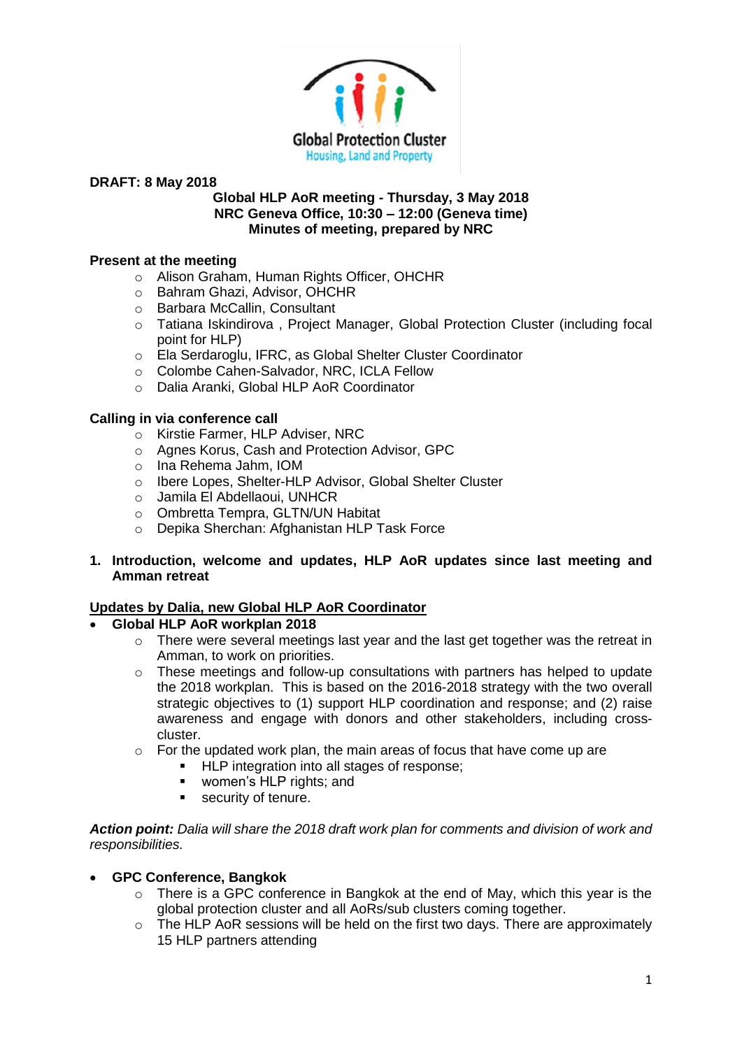Global Protection Cluster
Housing, Land and Property

**DRAFT: 8 May 2018**

**Global HLP AoR meeting - Thursday, 3 May 2018**
**NRC Geneva Office, 10:30 – 12:00 (Geneva time)**
**Minutes of meeting, prepared by NRC**

**Present at the meeting**

- Alison Graham, Human Rights Officer, OHCHR
- Bahram Ghazi, Advisor, OHCHR
- Barbara McCallin, Consultant
- Tatiana Iskindirova , Project Manager, Global Protection Cluster (including focal point for HLP)
- Ela Serdaroglu, IFRC, as Global Shelter Cluster Coordinator
- Colombe Cahen-Salvador, NRC, ICLA Fellow
- Dalia Aranki, Global HLP AoR Coordinator

**Calling in via conference call**

- Kirstie Farmer, HLP Adviser, NRC
- Agnes Korus, Cash and Protection Advisor, GPC
- Ina Rehema Jahm, IOM
- Ibere Lopes, Shelter-HLP Advisor, Global Shelter Cluster
- Jamila El Abdellaoui, UNHCR
- Ombretta Tempra, GLTN/UN Habitat
- Depika Sherchan: Afghanistan HLP Task Force

## 1. Introduction, welcome and updates, HLP AoR updates since last meeting and Amman retreat

**Updates by Dalia, new Global HLP AoR Coordinator**

- **Global HLP AoR workplan 2018**
  - There were several meetings last year and the last get together was the retreat in Amman, to work on priorities.
  - These meetings and follow-up consultations with partners has helped to update the 2018 workplan. This is based on the 2016-2018 strategy with the two overall strategic objectives to (1) support HLP coordination and response; and (2) raise awareness and engage with donors and other stakeholders, including cross-cluster.
  - For the updated work plan, the main areas of focus that have come up are
    - HLP integration into all stages of response;
    - women's HLP rights; and
    - security of tenure.

***Action point:*** *Dalia will share the 2018 draft work plan for comments and division of work and responsibilities.*

- **GPC Conference, Bangkok**
  - There is a GPC conference in Bangkok at the end of May, which this year is the global protection cluster and all AoRs/sub clusters coming together.
  - The HLP AoR sessions will be held on the first two days. There are approximately 15 HLP partners attending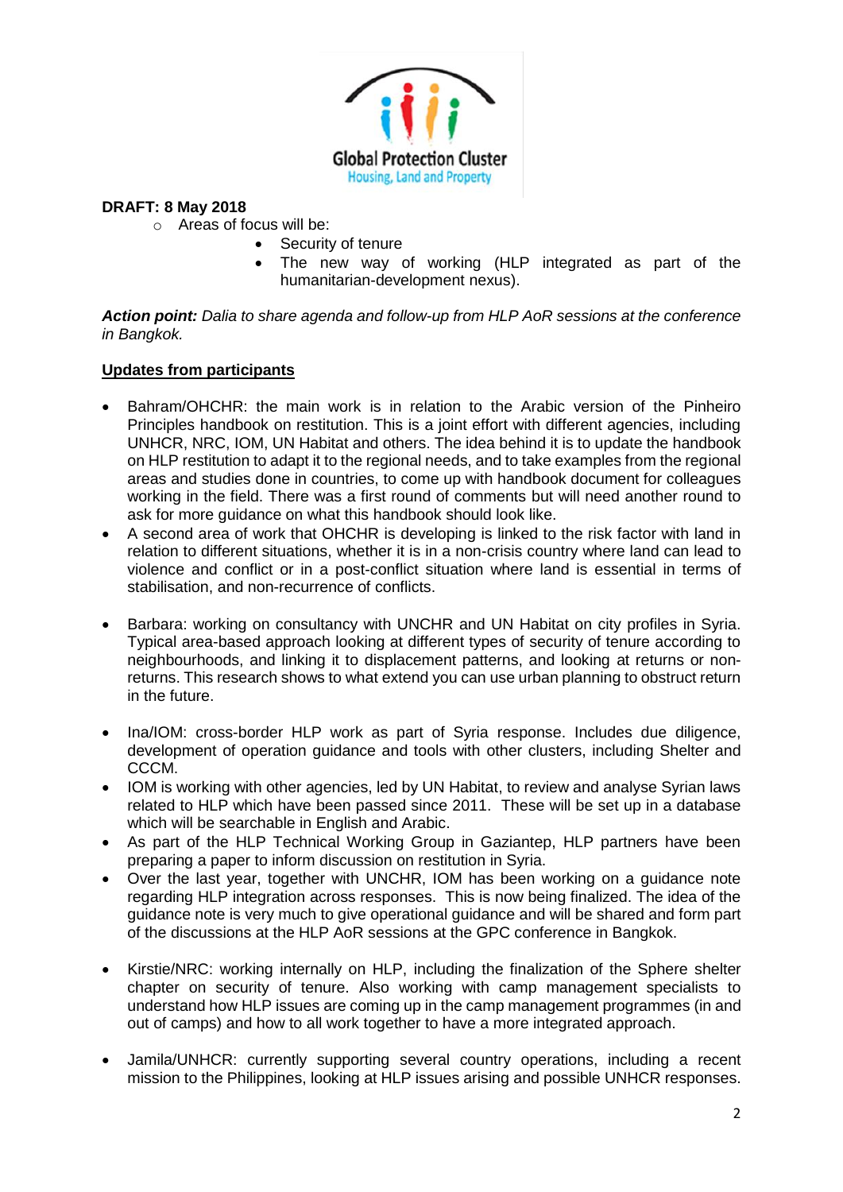**DRAFT: 8 May 2018**

- Areas of focus will be:
  - Security of tenure
  - The new way of working (HLP integrated as part of the humanitarian-development nexus).

***Action point:*** *Dalia to share agenda and follow-up from HLP AoR sessions at the conference in Bangkok.*

**Updates from participants**

- Bahram/OHCHR: the main work is in relation to the Arabic version of the Pinheiro Principles handbook on restitution. This is a joint effort with different agencies, including UNHCR, NRC, IOM, UN Habitat and others. The idea behind it is to update the handbook on HLP restitution to adapt it to the regional needs, and to take examples from the regional areas and studies done in countries, to come up with handbook document for colleagues working in the field. There was a first round of comments but will need another round to ask for more guidance on what this handbook should look like.
- A second area of work that OHCHR is developing is linked to the risk factor with land in relation to different situations, whether it is in a non-crisis country where land can lead to violence and conflict or in a post-conflict situation where land is essential in terms of stabilisation, and non-recurrence of conflicts.

- Barbara: working on consultancy with UNCHR and UN Habitat on city profiles in Syria. Typical area-based approach looking at different types of security of tenure according to neighbourhoods, and linking it to displacement patterns, and looking at returns or non-returns. This research shows to what extend you can use urban planning to obstruct return in the future.

- Ina/IOM: cross-border HLP work as part of Syria response. Includes due diligence, development of operation guidance and tools with other clusters, including Shelter and CCCM.
- IOM is working with other agencies, led by UN Habitat, to review and analyse Syrian laws related to HLP which have been passed since 2011. These will be set up in a database which will be searchable in English and Arabic.
- As part of the HLP Technical Working Group in Gaziantep, HLP partners have been preparing a paper to inform discussion on restitution in Syria.
- Over the last year, together with UNCHR, IOM has been working on a guidance note regarding HLP integration across responses. This is now being finalized. The idea of the guidance note is very much to give operational guidance and will be shared and form part of the discussions at the HLP AoR sessions at the GPC conference in Bangkok.

- Kirstie/NRC: working internally on HLP, including the finalization of the Sphere shelter chapter on security of tenure. Also working with camp management specialists to understand how HLP issues are coming up in the camp management programmes (in and out of camps) and how to all work together to have a more integrated approach.

- Jamila/UNHCR: currently supporting several country operations, including a recent mission to the Philippines, looking at HLP issues arising and possible UNHCR responses.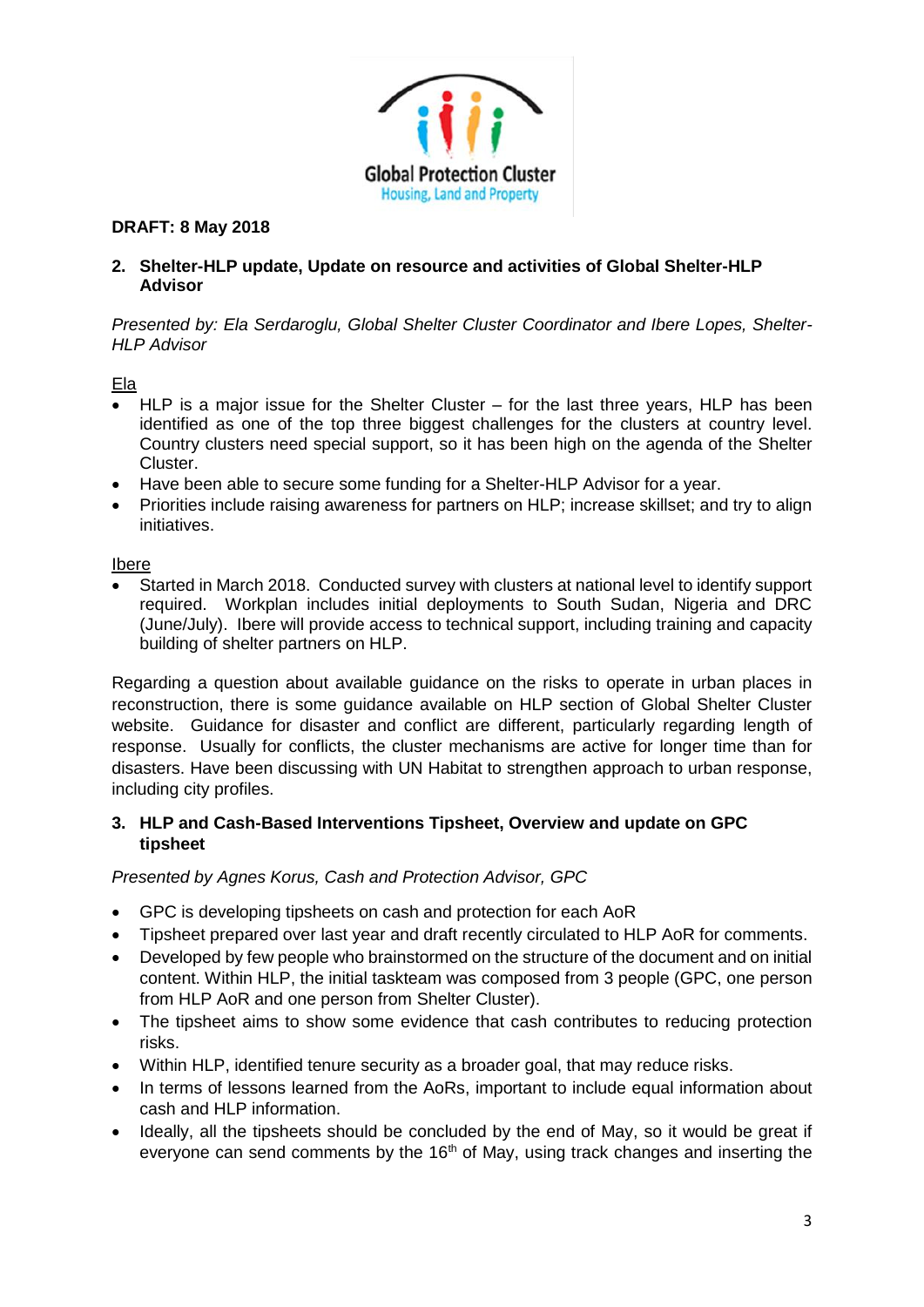**DRAFT: 8 May 2018**

## 2. Shelter-HLP update, Update on resource and activities of Global Shelter-HLP Advisor

*Presented by: Ela Serdaroglu, Global Shelter Cluster Coordinator and Ibere Lopes, Shelter-HLP Advisor*

Ela

- HLP is a major issue for the Shelter Cluster – for the last three years, HLP has been identified as one of the top three biggest challenges for the clusters at country level. Country clusters need special support, so it has been high on the agenda of the Shelter Cluster.
- Have been able to secure some funding for a Shelter-HLP Advisor for a year.
- Priorities include raising awareness for partners on HLP; increase skillset; and try to align initiatives.

Ibere

- Started in March 2018. Conducted survey with clusters at national level to identify support required. Workplan includes initial deployments to South Sudan, Nigeria and DRC (June/July). Ibere will provide access to technical support, including training and capacity building of shelter partners on HLP.

Regarding a question about available guidance on the risks to operate in urban places in reconstruction, there is some guidance available on HLP section of Global Shelter Cluster website. Guidance for disaster and conflict are different, particularly regarding length of response. Usually for conflicts, the cluster mechanisms are active for longer time than for disasters. Have been discussing with UN Habitat to strengthen approach to urban response, including city profiles.

## 3. HLP and Cash-Based Interventions Tipsheet, Overview and update on GPC tipsheet

*Presented by Agnes Korus, Cash and Protection Advisor, GPC*

- GPC is developing tipsheets on cash and protection for each AoR
- Tipsheet prepared over last year and draft recently circulated to HLP AoR for comments.
- Developed by few people who brainstormed on the structure of the document and on initial content. Within HLP, the initial taskteam was composed from 3 people (GPC, one person from HLP AoR and one person from Shelter Cluster).
- The tipsheet aims to show some evidence that cash contributes to reducing protection risks.
- Within HLP, identified tenure security as a broader goal, that may reduce risks.
- In terms of lessons learned from the AoRs, important to include equal information about cash and HLP information.
- Ideally, all the tipsheets should be concluded by the end of May, so it would be great if everyone can send comments by the 16th of May, using track changes and inserting the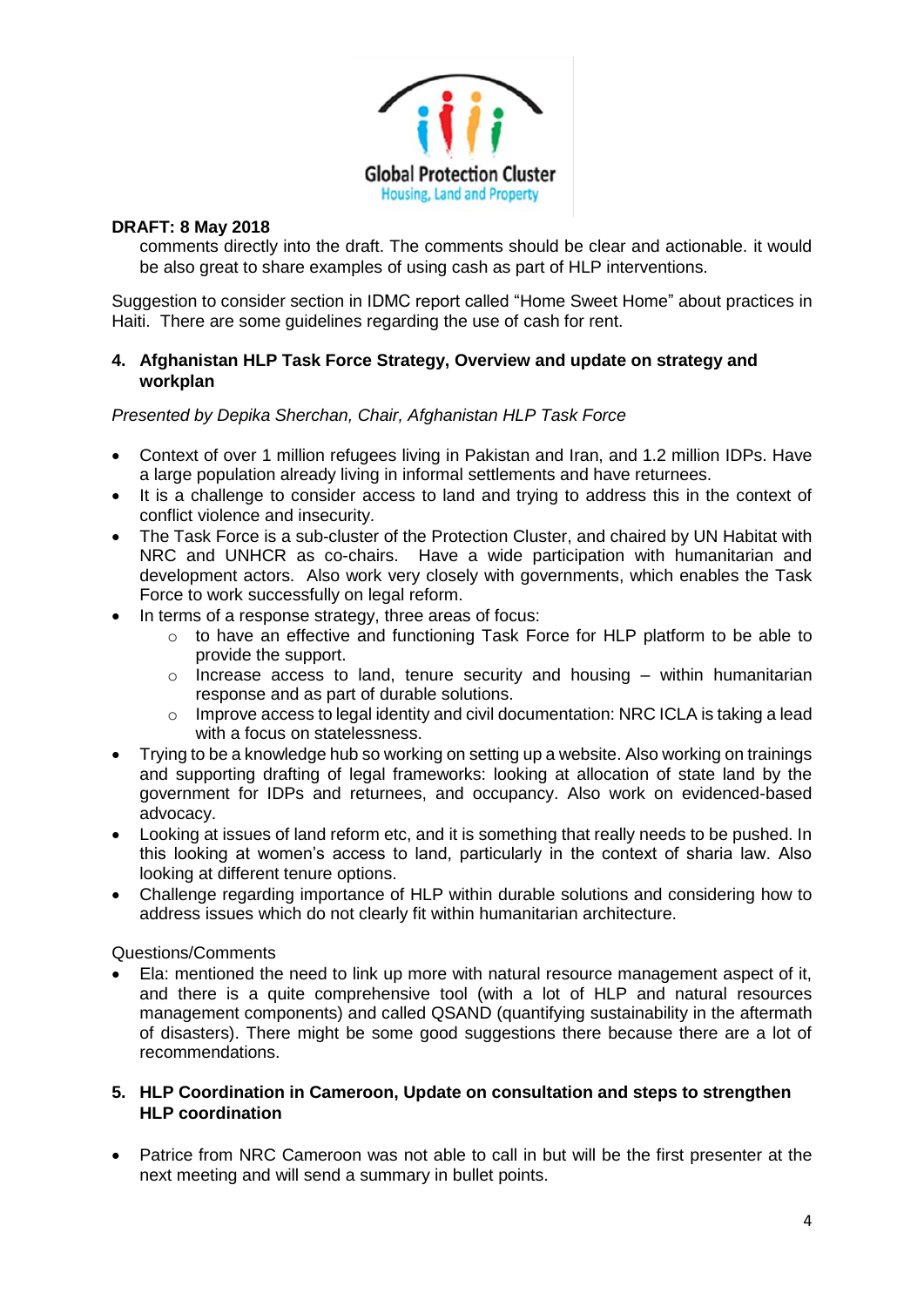**DRAFT: 8 May 2018**

comments directly into the draft. The comments should be clear and actionable. it would be also great to share examples of using cash as part of HLP interventions.

Suggestion to consider section in IDMC report called "Home Sweet Home" about practices in Haiti. There are some guidelines regarding the use of cash for rent.

## 4. Afghanistan HLP Task Force Strategy, Overview and update on strategy and workplan

*Presented by Depika Sherchan, Chair, Afghanistan HLP Task Force*

- Context of over 1 million refugees living in Pakistan and Iran, and 1.2 million IDPs. Have a large population already living in informal settlements and have returnees.
- It is a challenge to consider access to land and trying to address this in the context of conflict violence and insecurity.
- The Task Force is a sub-cluster of the Protection Cluster, and chaired by UN Habitat with NRC and UNHCR as co-chairs. Have a wide participation with humanitarian and development actors. Also work very closely with governments, which enables the Task Force to work successfully on legal reform.
- In terms of a response strategy, three areas of focus:
  - to have an effective and functioning Task Force for HLP platform to be able to provide the support.
  - Increase access to land, tenure security and housing – within humanitarian response and as part of durable solutions.
  - Improve access to legal identity and civil documentation: NRC ICLA is taking a lead with a focus on statelessness.
- Trying to be a knowledge hub so working on setting up a website. Also working on trainings and supporting drafting of legal frameworks: looking at allocation of state land by the government for IDPs and returnees, and occupancy. Also work on evidenced-based advocacy.
- Looking at issues of land reform etc, and it is something that really needs to be pushed. In this looking at women's access to land, particularly in the context of sharia law. Also looking at different tenure options.
- Challenge regarding importance of HLP within durable solutions and considering how to address issues which do not clearly fit within humanitarian architecture.

Questions/Comments

- Ela: mentioned the need to link up more with natural resource management aspect of it, and there is a quite comprehensive tool (with a lot of HLP and natural resources management components) and called QSAND (quantifying sustainability in the aftermath of disasters). There might be some good suggestions there because there are a lot of recommendations.

## 5. HLP Coordination in Cameroon, Update on consultation and steps to strengthen HLP coordination

- Patrice from NRC Cameroon was not able to call in but will be the first presenter at the next meeting and will send a summary in bullet points.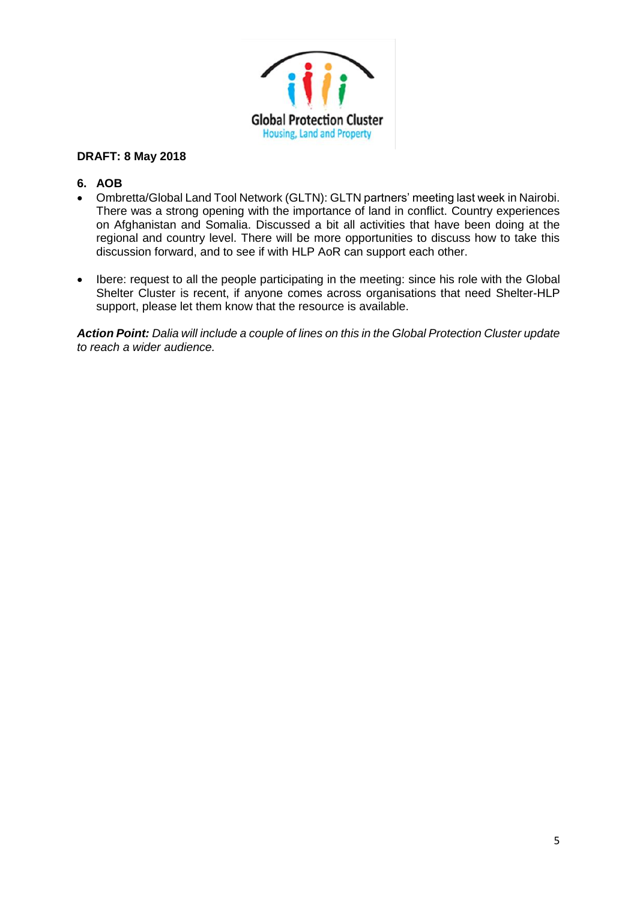**DRAFT: 8 May 2018**

## 6. AOB

- Ombretta/Global Land Tool Network (GLTN): GLTN partners' meeting last week in Nairobi. There was a strong opening with the importance of land in conflict. Country experiences on Afghanistan and Somalia. Discussed a bit all activities that have been doing at the regional and country level. There will be more opportunities to discuss how to take this discussion forward, and to see if with HLP AoR can support each other.

- Ibere: request to all the people participating in the meeting: since his role with the Global Shelter Cluster is recent, if anyone comes across organisations that need Shelter-HLP support, please let them know that the resource is available.

***Action Point:*** *Dalia will include a couple of lines on this in the Global Protection Cluster update to reach a wider audience.*